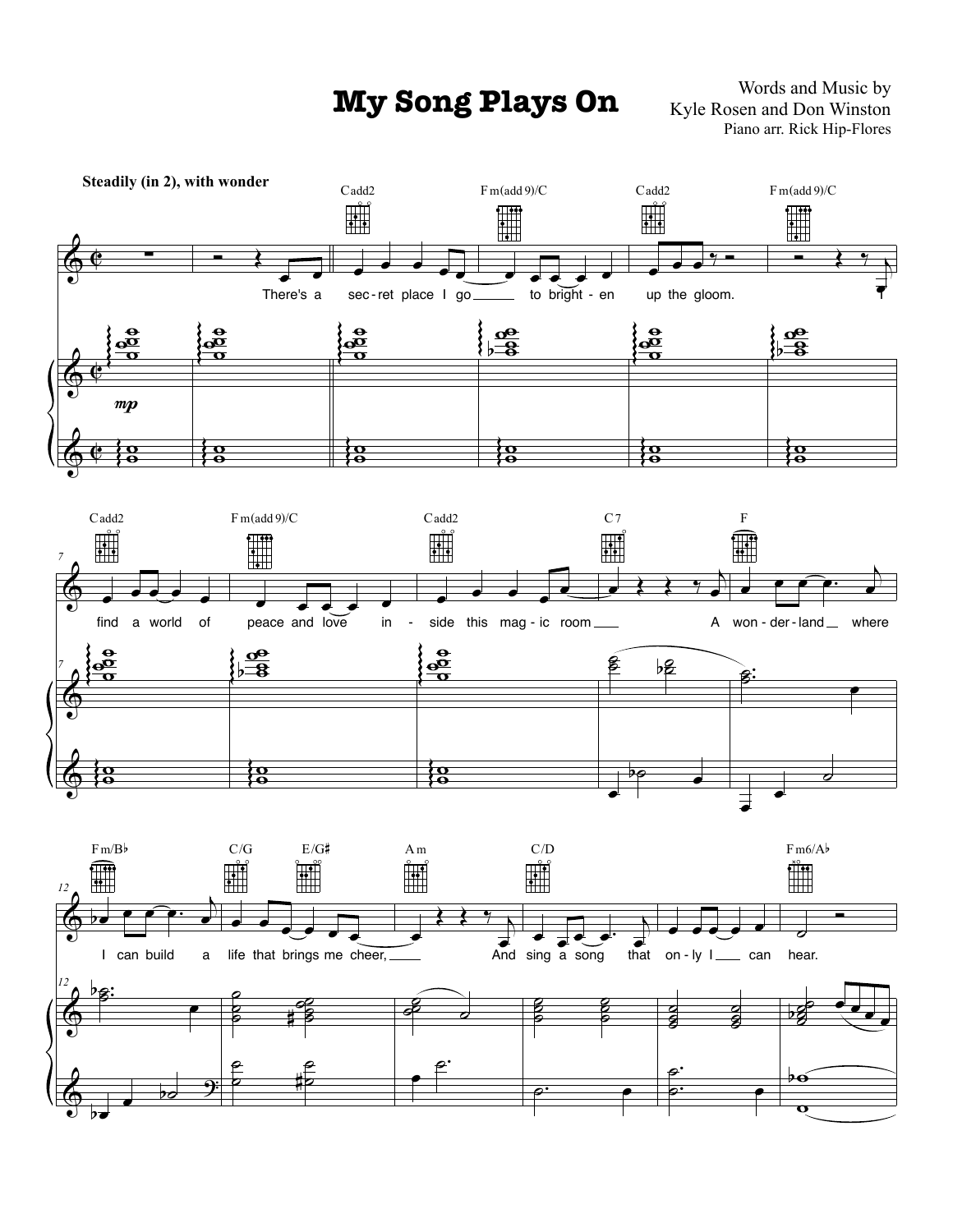# My Song Plays On

Words and Music by
Kyle Rosen and Don Winston
Piano arr. Rick Hip-Flores

**Steadily (in 2), with wonder**

Cadd2 | Fm(add9)/C | Cadd2 | Fm(add9)/C

There's a secret place I go to brighten up the gloom.

Cadd2 | Fm(add9)/C | Cadd2 | C7 | F

find a world of peace and love inside this magic room A wonderland where

Fm/B♭ | C/G | E/G♯ | Am | C/D | Fm6/A♭

I can build a life that brings me cheer, And sing a song that only I can hear.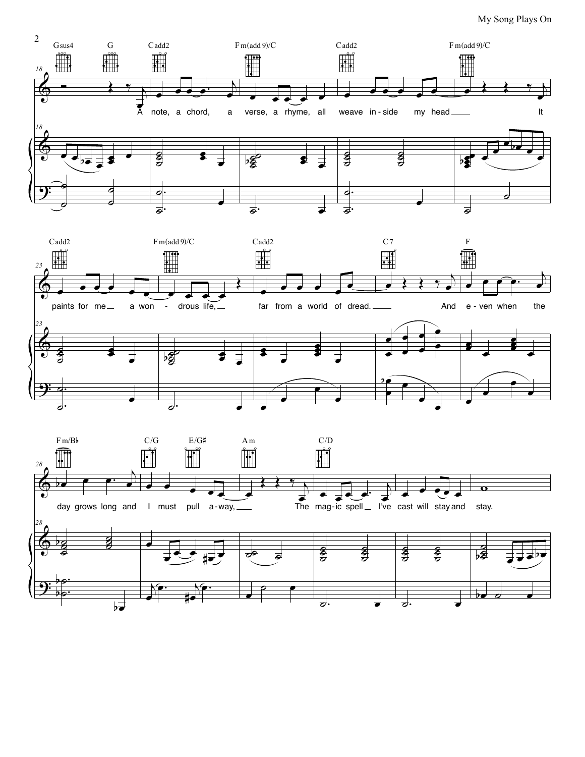Gsus4 G Cadd2 Fm(add9)/C Cadd2 Fm(add9)/C

A note, a chord, a verse, a rhyme, all weave in-side my head It

Cadd2 Fm(add9)/C Cadd2 C7 F

paints for me a won-drous life, far from a world of dread. And e-ven when the

Fm/B♭ C/G E/G♯ Am C/D

day grows long and I must pull a-way, The mag-ic spell I've cast will stay and stay.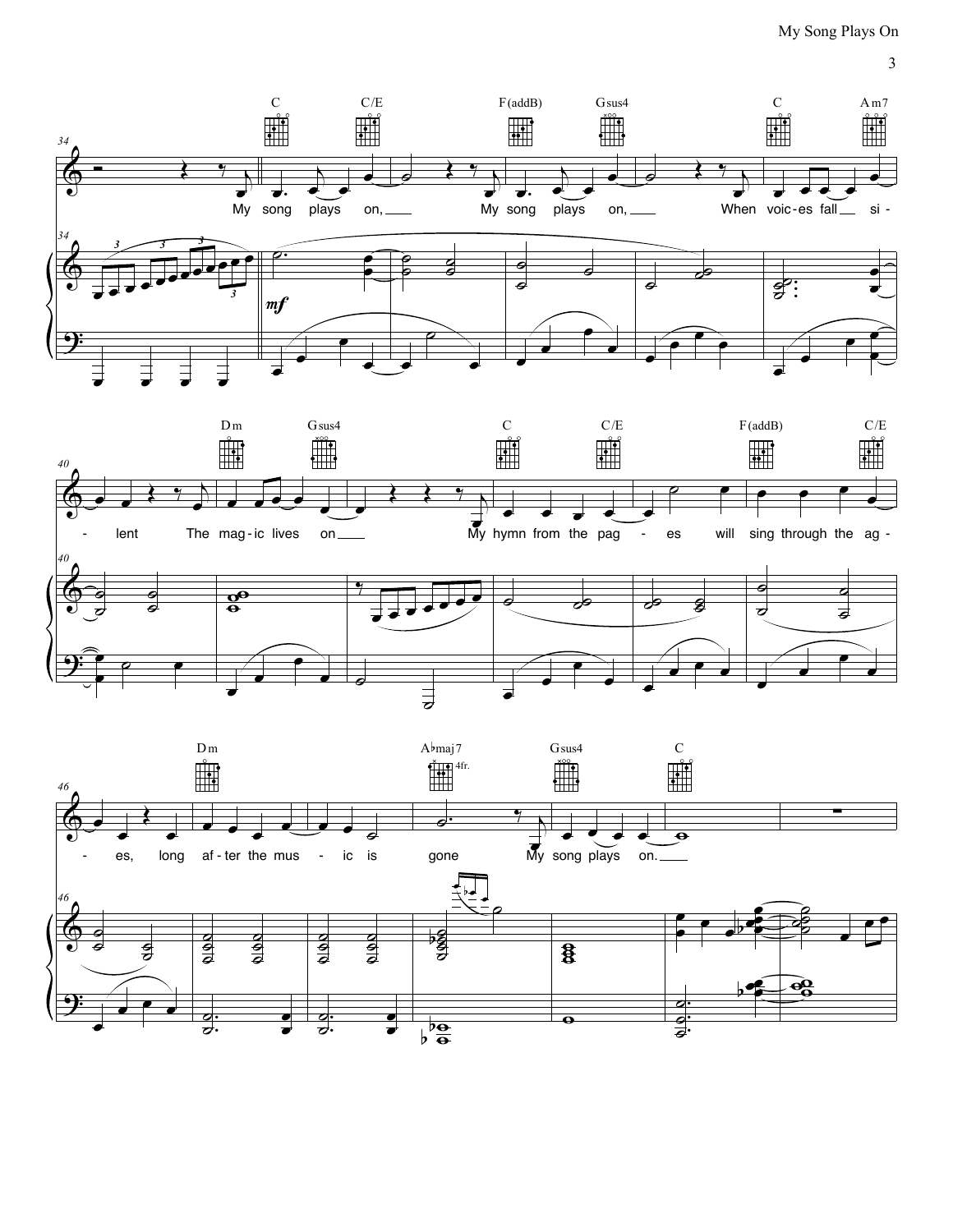My song plays on, My song plays on, When voic-es fall si-lent The mag-ic lives on

My hymn from the pag-es will sing through the ag-es, long af-ter the mus-ic is gone

My song plays on.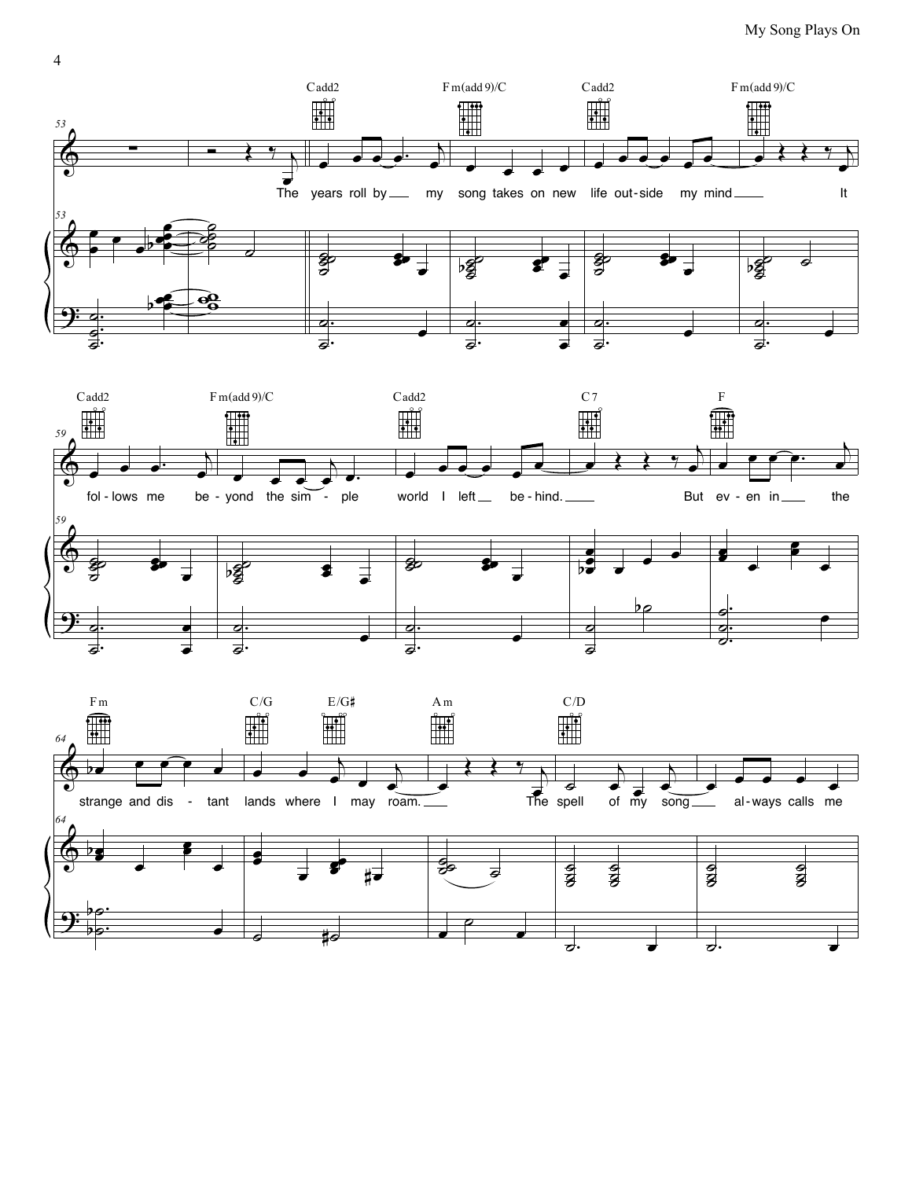Cadd2 · Fm(add9)/C · Cadd2 · Fm(add9)/C

The years roll by my song takes on new life out-side my mind It

Cadd2 · Fm(add9)/C · Cadd2 · C7 · F

fol-lows me be-yond the sim-ple world I left be-hind. But ev-en in the

Fm · C/G · E/G♯ · Am · C/D

strange and dis-tant lands where I may roam. The spell of my song al-ways calls me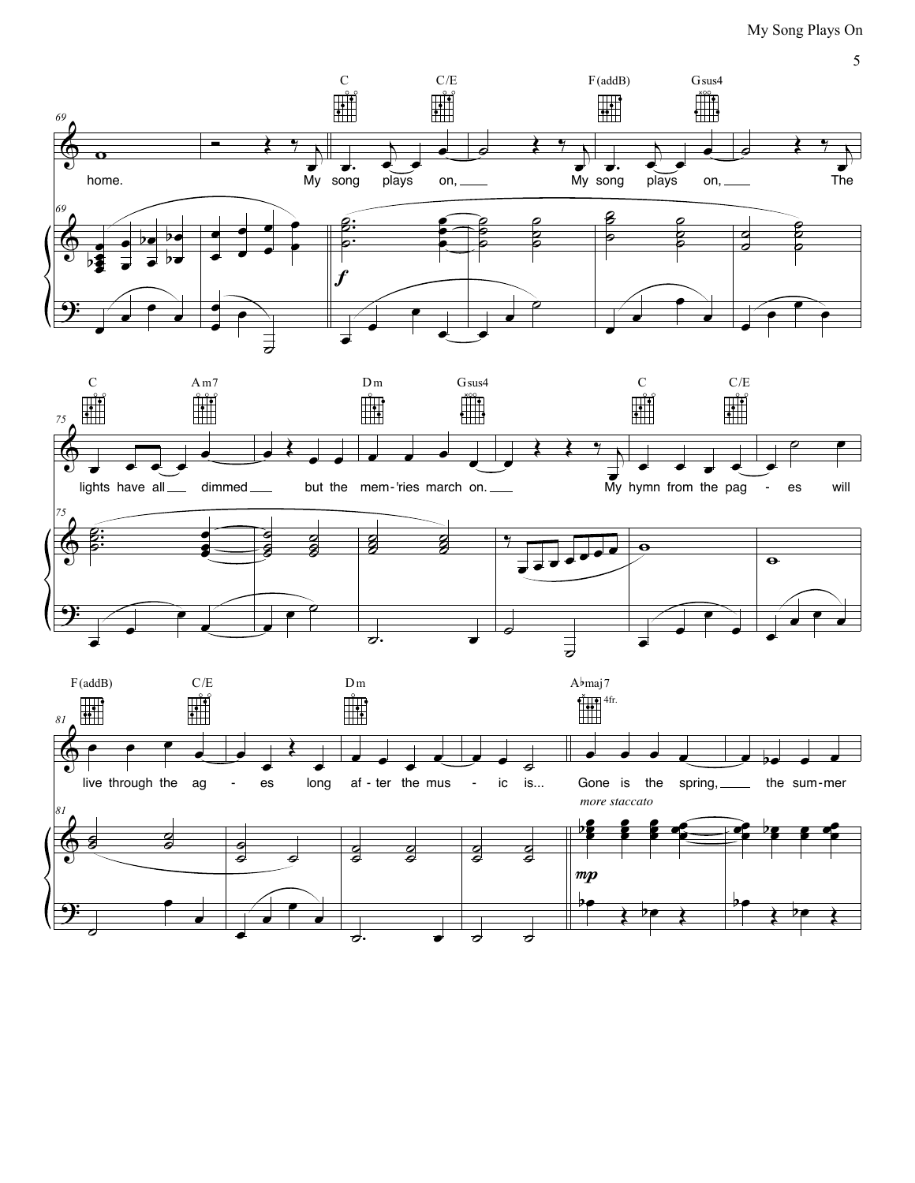C C/E F(addB) Gsus4

home. My song plays on, My song plays on, The

*f*

C Am7 Dm Gsus4 C C/E

lights have all dimmed but the mem-'ries march on. My hymn from the pag - es will

F(addB) C/E Dm A♭maj7

live through the ag - es long af - ter the mus - ic is... Gone is the spring, the sum-mer

*more staccato*

*mp*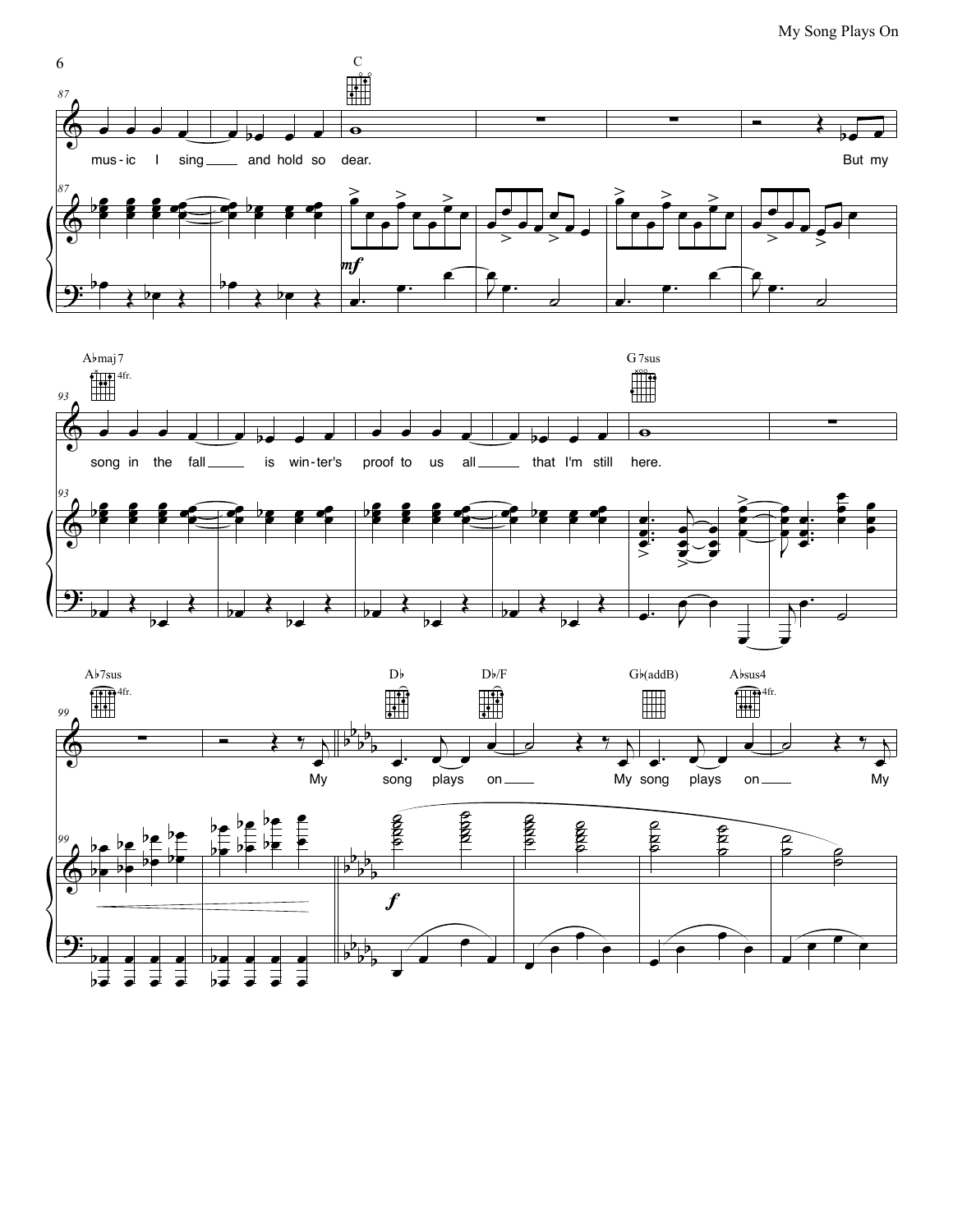87

C

mus - ic I sing ___ and hold so dear. But my

*mf*

93

A♭maj7

G 7sus

song in the fall ___ is win - ter's proof to us all ___ that I'm still here.

99

A♭7sus

D♭

D♭/F

G♭(addB)

A♭sus4

My song plays on ___ My song plays on ___ My

*f*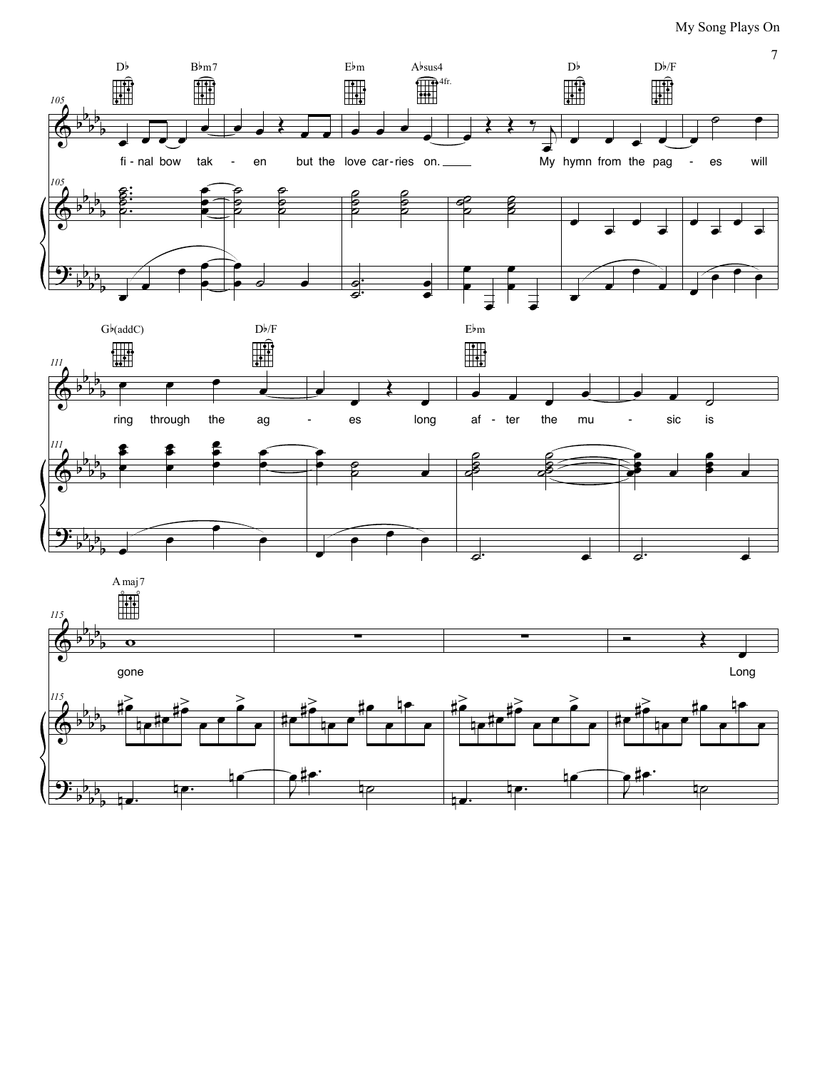D♭ B♭m7 E♭m A♭sus4 D♭ D♭/F

fi - nal bow tak - en but the love car - ries on. My hymn from the pag - es will

G♭(addC) D♭/F E♭m

ring through the ag - es long af - ter the mu - sic is

A maj7

gone Long